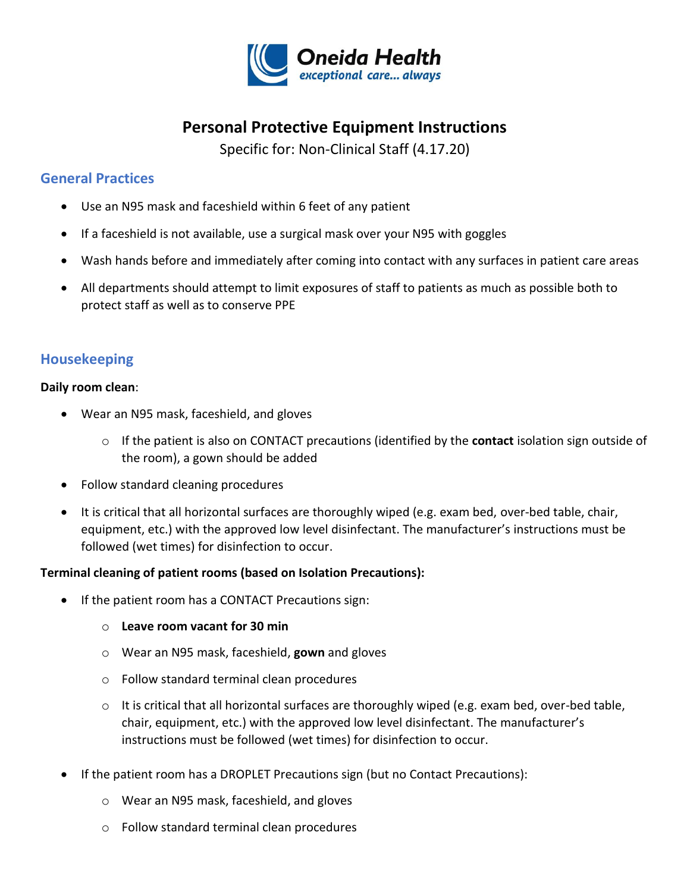Oneida Health
*exceptional care... always*

# Personal Protective Equipment Instructions

Specific for: Non-Clinical Staff (4.17.20)

## General Practices

- Use an N95 mask and faceshield within 6 feet of any patient
- If a faceshield is not available, use a surgical mask over your N95 with goggles
- Wash hands before and immediately after coming into contact with any surfaces in patient care areas
- All departments should attempt to limit exposures of staff to patients as much as possible both to protect staff as well as to conserve PPE

## Housekeeping

**Daily room clean**:

- Wear an N95 mask, faceshield, and gloves
  - If the patient is also on CONTACT precautions (identified by the **contact** isolation sign outside of the room), a gown should be added
- Follow standard cleaning procedures
- It is critical that all horizontal surfaces are thoroughly wiped (e.g. exam bed, over-bed table, chair, equipment, etc.) with the approved low level disinfectant. The manufacturer's instructions must be followed (wet times) for disinfection to occur.

**Terminal cleaning of patient rooms (based on Isolation Precautions):**

- If the patient room has a CONTACT Precautions sign:
  - **Leave room vacant for 30 min**
  - Wear an N95 mask, faceshield, **gown** and gloves
  - Follow standard terminal clean procedures
  - It is critical that all horizontal surfaces are thoroughly wiped (e.g. exam bed, over-bed table, chair, equipment, etc.) with the approved low level disinfectant. The manufacturer's instructions must be followed (wet times) for disinfection to occur.
- If the patient room has a DROPLET Precautions sign (but no Contact Precautions):
  - Wear an N95 mask, faceshield, and gloves
  - Follow standard terminal clean procedures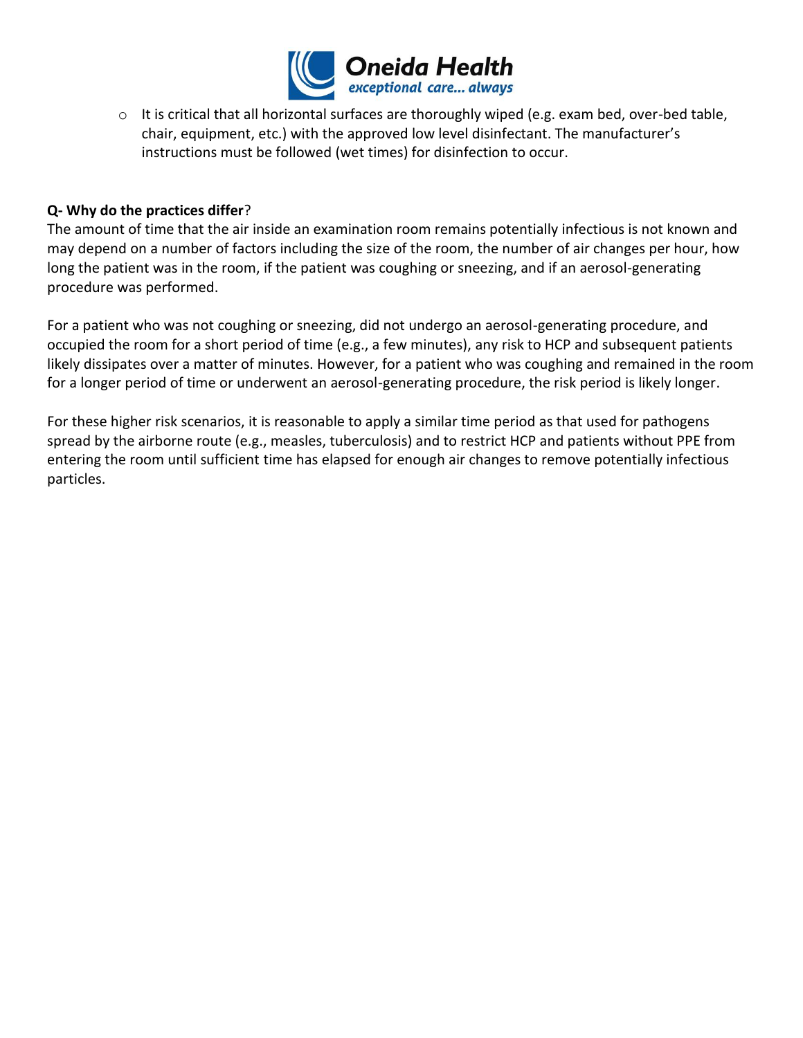- It is critical that all horizontal surfaces are thoroughly wiped (e.g. exam bed, over-bed table, chair, equipment, etc.) with the approved low level disinfectant. The manufacturer's instructions must be followed (wet times) for disinfection to occur.

**Q- Why do the practices differ**?

The amount of time that the air inside an examination room remains potentially infectious is not known and may depend on a number of factors including the size of the room, the number of air changes per hour, how long the patient was in the room, if the patient was coughing or sneezing, and if an aerosol-generating procedure was performed.

For a patient who was not coughing or sneezing, did not undergo an aerosol-generating procedure, and occupied the room for a short period of time (e.g., a few minutes), any risk to HCP and subsequent patients likely dissipates over a matter of minutes. However, for a patient who was coughing and remained in the room for a longer period of time or underwent an aerosol-generating procedure, the risk period is likely longer.

For these higher risk scenarios, it is reasonable to apply a similar time period as that used for pathogens spread by the airborne route (e.g., measles, tuberculosis) and to restrict HCP and patients without PPE from entering the room until sufficient time has elapsed for enough air changes to remove potentially infectious particles.